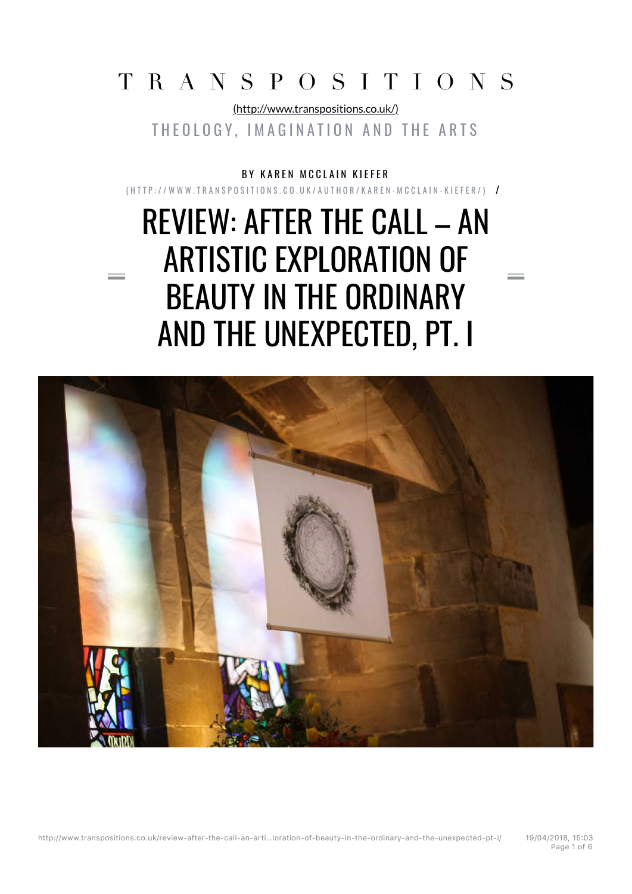# TRANSPOSITIONS

(http://www.transpositions.co.uk/)

THEOLOGY, IMAGINATION AND THE ARTS

BY KAREN MCCLAIN KIEFER

(HTTP://WWW.TRANSPOSITIONS.CO.UK/AUTHOR/KAREN-MCCLAIN-KIEFER/) /

# REVIEW: AFTER THE CALL – AN ARTISTIC EXPLORATION OF BEAUTY IN THE ORDINARY AND THE UNEXPECTED, PT. I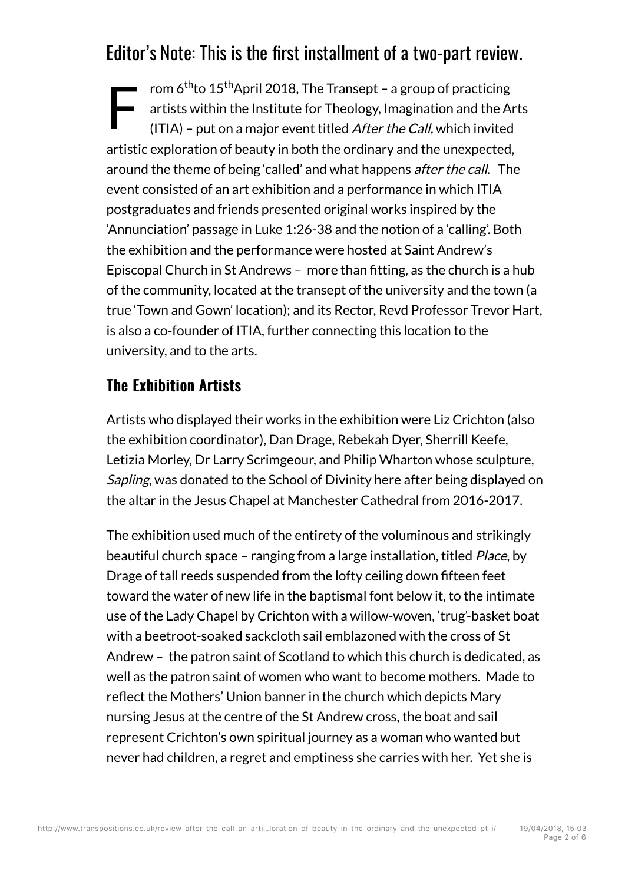## Editor's Note: This is the first installment of a two-part review.

From 6th to 15th April 2018, The Transept – a group of practicing artists within the Institute for Theology, Imagination and the Arts (ITIA) – put on a major event titled *After the Call,* which invited artistic exploration of beauty in both the ordinary and the unexpected, around the theme of being 'called' and what happens *after the call*. The event consisted of an art exhibition and a performance in which ITIA postgraduates and friends presented original works inspired by the 'Annunciation' passage in Luke 1:26-38 and the notion of a 'calling'. Both the exhibition and the performance were hosted at Saint Andrew's Episcopal Church in St Andrews – more than fitting, as the church is a hub of the community, located at the transept of the university and the town (a true 'Town and Gown' location); and its Rector, Revd Professor Trevor Hart, is also a co-founder of ITIA, further connecting this location to the university, and to the arts.

### The Exhibition Artists

Artists who displayed their works in the exhibition were Liz Crichton (also the exhibition coordinator), Dan Drage, Rebekah Dyer, Sherrill Keefe, Letizia Morley, Dr Larry Scrimgeour, and Philip Wharton whose sculpture, *Sapling*, was donated to the School of Divinity here after being displayed on the altar in the Jesus Chapel at Manchester Cathedral from 2016-2017.

The exhibition used much of the entirety of the voluminous and strikingly beautiful church space – ranging from a large installation, titled *Place*, by Drage of tall reeds suspended from the lofty ceiling down fifteen feet toward the water of new life in the baptismal font below it, to the intimate use of the Lady Chapel by Crichton with a willow-woven, 'trug'-basket boat with a beetroot-soaked sackcloth sail emblazoned with the cross of St Andrew – the patron saint of Scotland to which this church is dedicated, as well as the patron saint of women who want to become mothers. Made to reflect the Mothers' Union banner in the church which depicts Mary nursing Jesus at the centre of the St Andrew cross, the boat and sail represent Crichton's own spiritual journey as a woman who wanted but never had children, a regret and emptiness she carries with her. Yet she is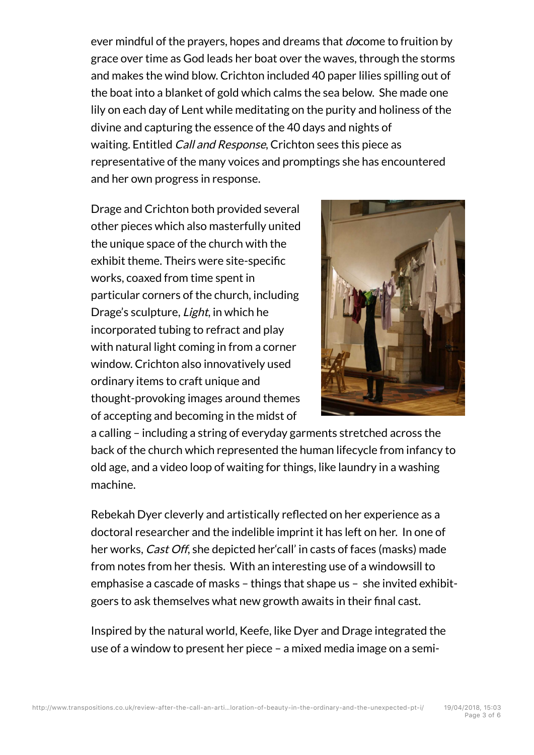ever mindful of the prayers, hopes and dreams that *do*come to fruition by grace over time as God leads her boat over the waves, through the storms and makes the wind blow. Crichton included 40 paper lilies spilling out of the boat into a blanket of gold which calms the sea below. She made one lily on each day of Lent while meditating on the purity and holiness of the divine and capturing the essence of the 40 days and nights of waiting. Entitled *Call and Response*, Crichton sees this piece as representative of the many voices and promptings she has encountered and her own progress in response.

Drage and Crichton both provided several other pieces which also masterfully united the unique space of the church with the exhibit theme. Theirs were site-specific works, coaxed from time spent in particular corners of the church, including Drage's sculpture, *Light*, in which he incorporated tubing to refract and play with natural light coming in from a corner window. Crichton also innovatively used ordinary items to craft unique and thought-provoking images around themes of accepting and becoming in the midst of a calling – including a string of everyday garments stretched across the back of the church which represented the human lifecycle from infancy to old age, and a video loop of waiting for things, like laundry in a washing machine.

Rebekah Dyer cleverly and artistically reflected on her experience as a doctoral researcher and the indelible imprint it has left on her. In one of her works, *Cast Off*, she depicted her'call' in casts of faces (masks) made from notes from her thesis. With an interesting use of a windowsill to emphasise a cascade of masks – things that shape us – she invited exhibit-goers to ask themselves what new growth awaits in their final cast.

Inspired by the natural world, Keefe, like Dyer and Drage integrated the use of a window to present her piece – a mixed media image on a semi-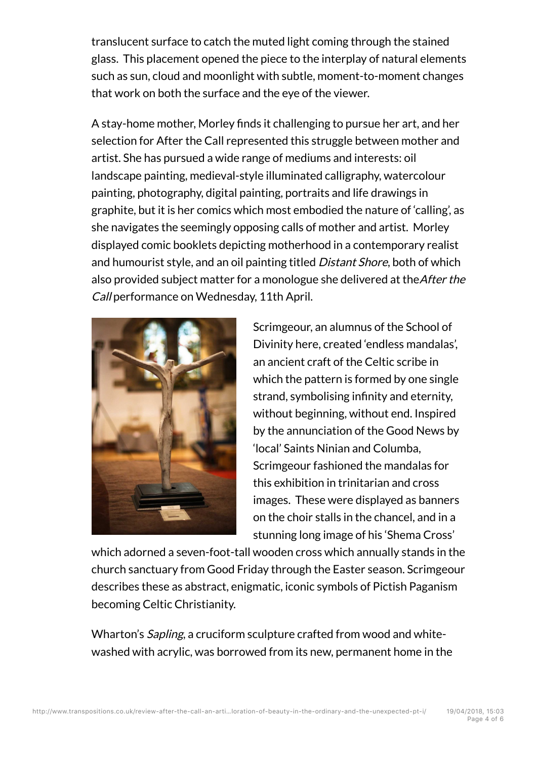translucent surface to catch the muted light coming through the stained glass. This placement opened the piece to the interplay of natural elements such as sun, cloud and moonlight with subtle, moment-to-moment changes that work on both the surface and the eye of the viewer.

A stay-home mother, Morley finds it challenging to pursue her art, and her selection for After the Call represented this struggle between mother and artist. She has pursued a wide range of mediums and interests: oil landscape painting, medieval-style illuminated calligraphy, watercolour painting, photography, digital painting, portraits and life drawings in graphite, but it is her comics which most embodied the nature of 'calling', as she navigates the seemingly opposing calls of mother and artist. Morley displayed comic booklets depicting motherhood in a contemporary realist and humourist style, and an oil painting titled *Distant Shore*, both of which also provided subject matter for a monologue she delivered at the *After the Call* performance on Wednesday, 11th April.

Scrimgeour, an alumnus of the School of Divinity here, created 'endless mandalas', an ancient craft of the Celtic scribe in which the pattern is formed by one single strand, symbolising infinity and eternity, without beginning, without end. Inspired by the annunciation of the Good News by 'local' Saints Ninian and Columba, Scrimgeour fashioned the mandalas for this exhibition in trinitarian and cross images. These were displayed as banners on the choir stalls in the chancel, and in a stunning long image of his 'Shema Cross' which adorned a seven-foot-tall wooden cross which annually stands in the church sanctuary from Good Friday through the Easter season. Scrimgeour describes these as abstract, enigmatic, iconic symbols of Pictish Paganism becoming Celtic Christianity.

Wharton's *Sapling*, a cruciform sculpture crafted from wood and white-washed with acrylic, was borrowed from its new, permanent home in the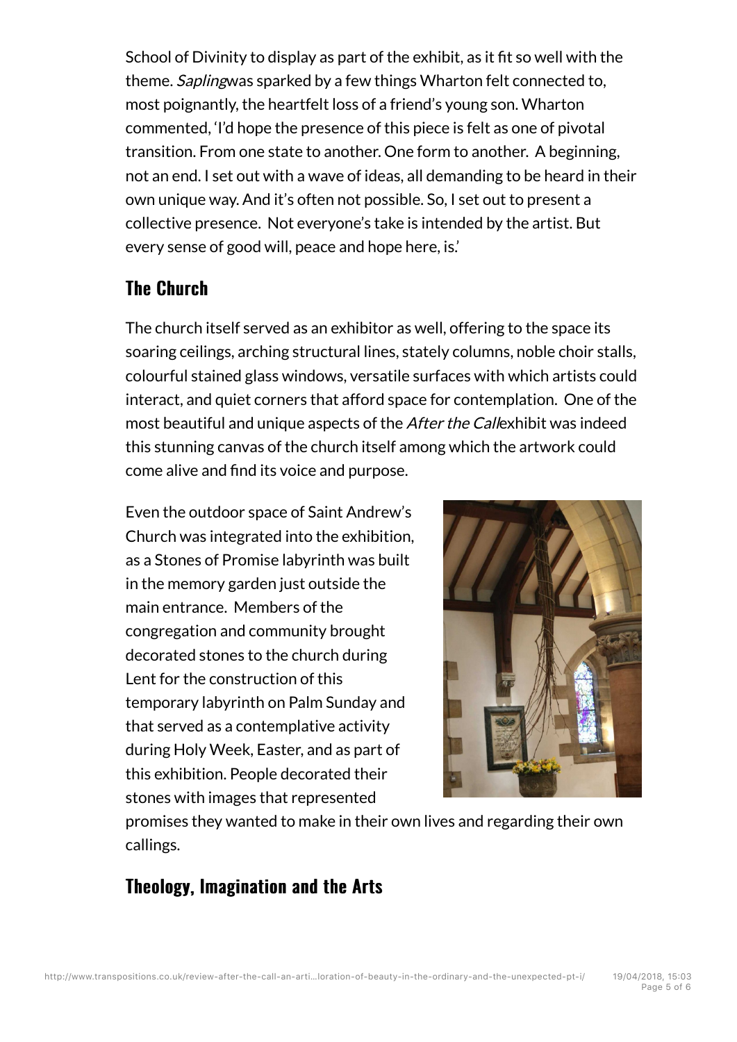School of Divinity to display as part of the exhibit, as it fit so well with the theme. *Sapling*was sparked by a few things Wharton felt connected to, most poignantly, the heartfelt loss of a friend's young son. Wharton commented, 'I'd hope the presence of this piece is felt as one of pivotal transition. From one state to another. One form to another. A beginning, not an end. I set out with a wave of ideas, all demanding to be heard in their own unique way. And it's often not possible. So, I set out to present a collective presence. Not everyone's take is intended by the artist. But every sense of good will, peace and hope here, is.'

## The Church

The church itself served as an exhibitor as well, offering to the space its soaring ceilings, arching structural lines, stately columns, noble choir stalls, colourful stained glass windows, versatile surfaces with which artists could interact, and quiet corners that afford space for contemplation. One of the most beautiful and unique aspects of the *After the Call*exhibit was indeed this stunning canvas of the church itself among which the artwork could come alive and find its voice and purpose.

Even the outdoor space of Saint Andrew's Church was integrated into the exhibition, as a Stones of Promise labyrinth was built in the memory garden just outside the main entrance. Members of the congregation and community brought decorated stones to the church during Lent for the construction of this temporary labyrinth on Palm Sunday and that served as a contemplative activity during Holy Week, Easter, and as part of this exhibition. People decorated their stones with images that represented promises they wanted to make in their own lives and regarding their own callings.

## Theology, Imagination and the Arts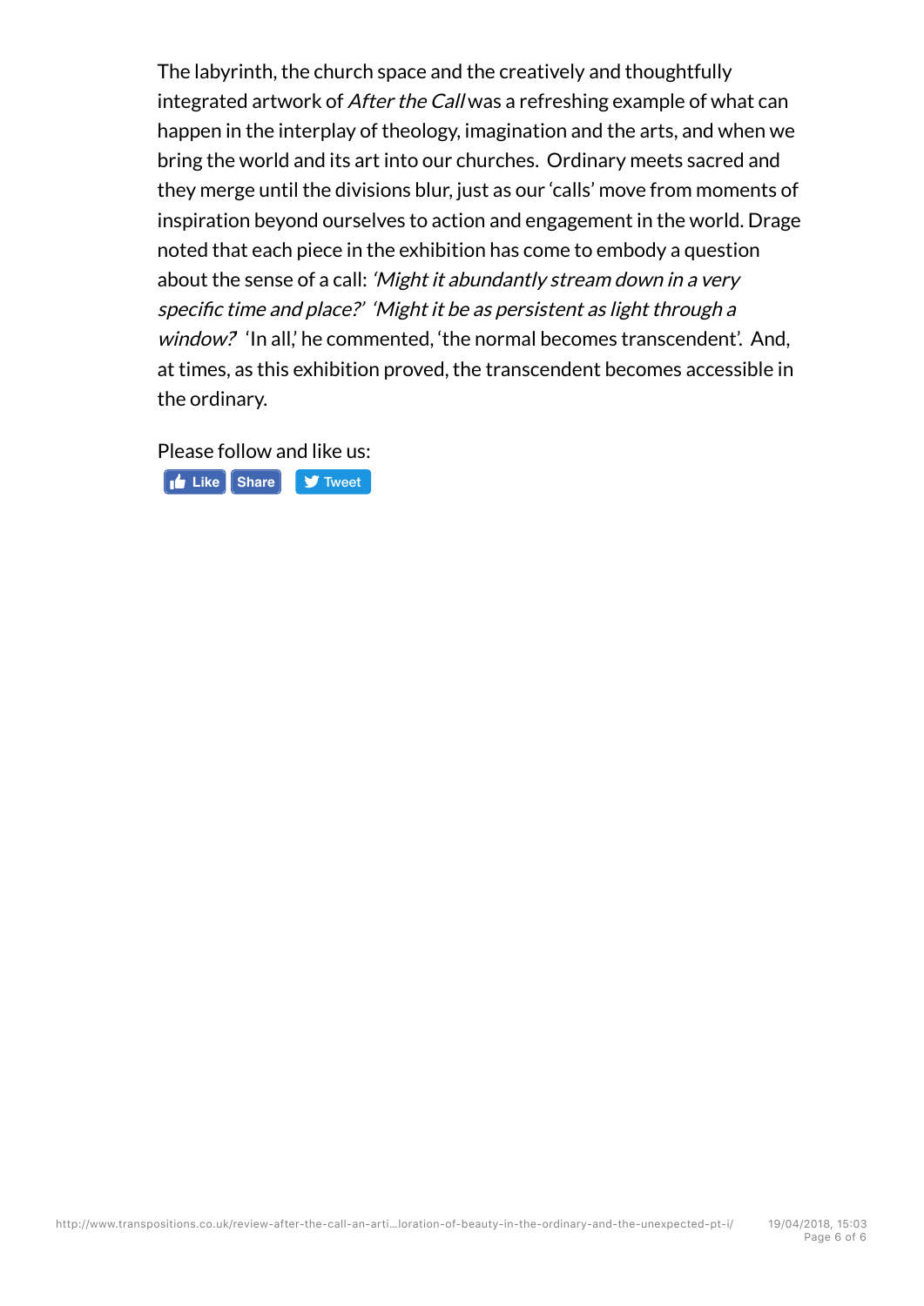The labyrinth, the church space and the creatively and thoughtfully integrated artwork of *After the Call* was a refreshing example of what can happen in the interplay of theology, imagination and the arts, and when we bring the world and its art into our churches.  Ordinary meets sacred and they merge until the divisions blur, just as our 'calls' move from moments of inspiration beyond ourselves to action and engagement in the world. Drage noted that each piece in the exhibition has come to embody a question about the sense of a call: *'Might it abundantly stream down in a very specific time and place?' 'Might it be as persistent as light through a window?'* 'In all,' he commented, 'the normal becomes transcendent'.  And, at times, as this exhibition proved, the transcendent becomes accessible in the ordinary.

Please follow and like us:

Like Share Tweet